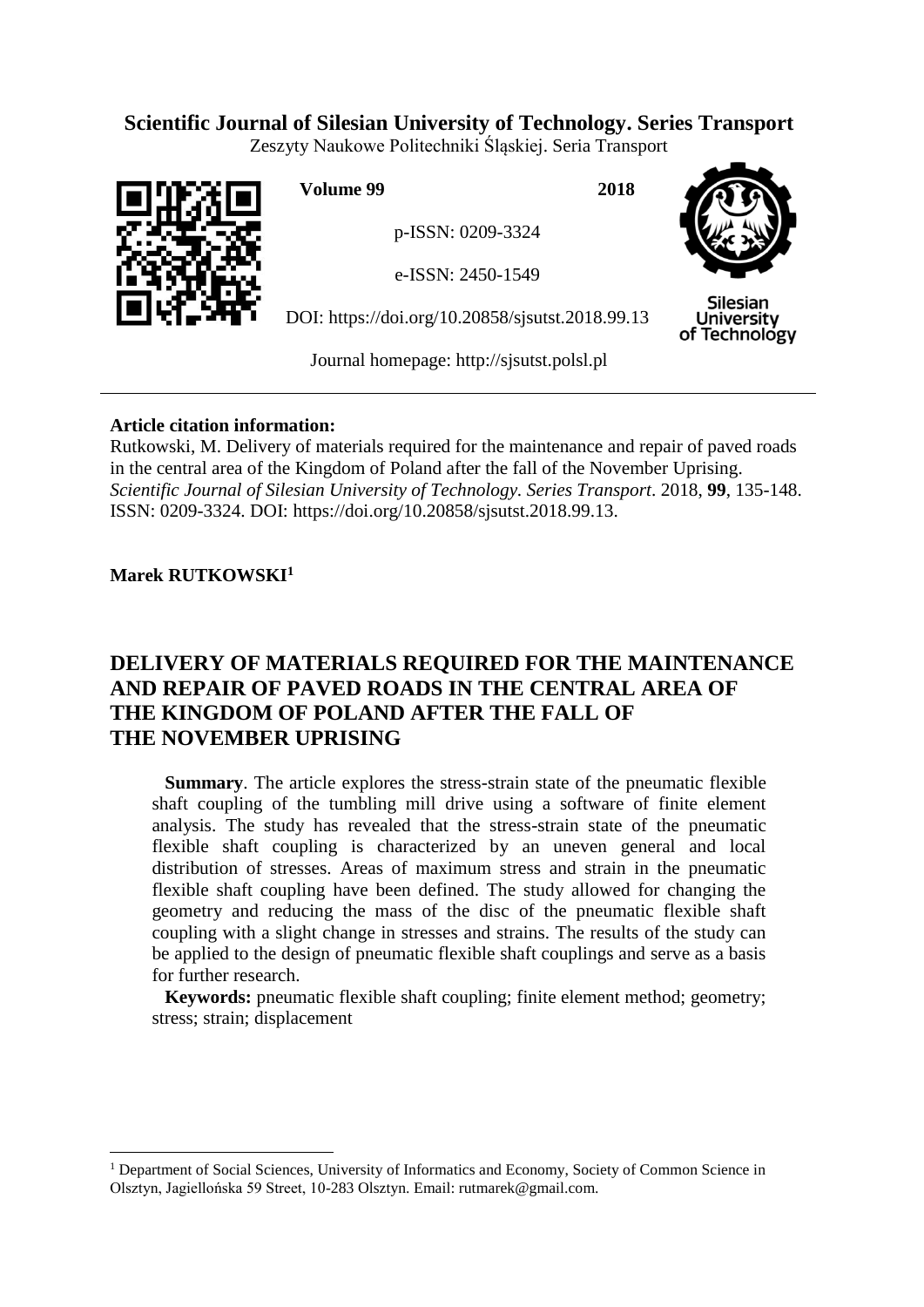**Scientific Journal of Silesian University of Technology. Series Transport**

Zeszyty Naukowe Politechniki Śląskiej. Seria Transport

**Volume 99** **2018**

p-ISSN: 0209-3324

e-ISSN: 2450-1549

DOI: https://doi.org/10.20858/sjsutst.2018.99.13

Journal homepage: http://sjsutst.polsl.pl

---

**Article citation information:**

Rutkowski, M. Delivery of materials required for the maintenance and repair of paved roads in the central area of the Kingdom of Poland after the fall of the November Uprising. *Scientific Journal of Silesian University of Technology. Series Transport*. 2018, **99**, 135-148. ISSN: 0209-3324. DOI: https://doi.org/10.20858/sjsutst.2018.99.13.

**Marek RUTKOWSKI**[1]

# DELIVERY OF MATERIALS REQUIRED FOR THE MAINTENANCE AND REPAIR OF PAVED ROADS IN THE CENTRAL AREA OF THE KINGDOM OF POLAND AFTER THE FALL OF THE NOVEMBER UPRISING

**Summary**. The article explores the stress-strain state of the pneumatic flexible shaft coupling of the tumbling mill drive using a software of finite element analysis. The study has revealed that the stress-strain state of the pneumatic flexible shaft coupling is characterized by an uneven general and local distribution of stresses. Areas of maximum stress and strain in the pneumatic flexible shaft coupling have been defined. The study allowed for changing the geometry and reducing the mass of the disc of the pneumatic flexible shaft coupling with a slight change in stresses and strains. The results of the study can be applied to the design of pneumatic flexible shaft couplings and serve as a basis for further research.

**Keywords:** pneumatic flexible shaft coupling; finite element method; geometry; stress; strain; displacement

---

[1] Department of Social Sciences, University of Informatics and Economy, Society of Common Science in Olsztyn, Jagiellońska 59 Street, 10-283 Olsztyn. Email: rutmarek@gmail.com.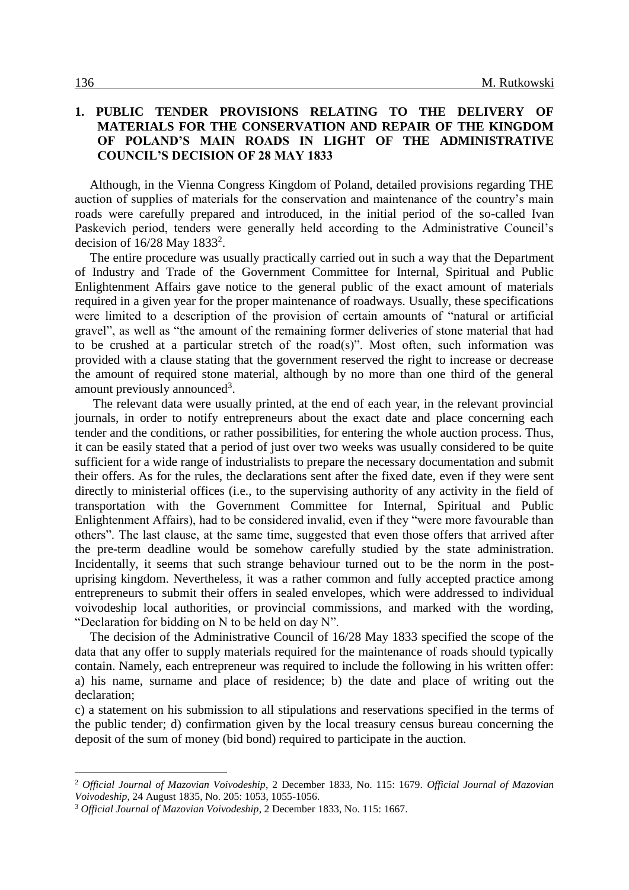## 1. PUBLIC TENDER PROVISIONS RELATING TO THE DELIVERY OF MATERIALS FOR THE CONSERVATION AND REPAIR OF THE KINGDOM OF POLAND'S MAIN ROADS IN LIGHT OF THE ADMINISTRATIVE COUNCIL'S DECISION OF 28 MAY 1833

Although, in the Vienna Congress Kingdom of Poland, detailed provisions regarding THE auction of supplies of materials for the conservation and maintenance of the country's main roads were carefully prepared and introduced, in the initial period of the so-called Ivan Paskevich period, tenders were generally held according to the Administrative Council's decision of 16/28 May 1833[2].

The entire procedure was usually practically carried out in such a way that the Department of Industry and Trade of the Government Committee for Internal, Spiritual and Public Enlightenment Affairs gave notice to the general public of the exact amount of materials required in a given year for the proper maintenance of roadways. Usually, these specifications were limited to a description of the provision of certain amounts of "natural or artificial gravel", as well as "the amount of the remaining former deliveries of stone material that had to be crushed at a particular stretch of the road(s)". Most often, such information was provided with a clause stating that the government reserved the right to increase or decrease the amount of required stone material, although by no more than one third of the general amount previously announced[3].

The relevant data were usually printed, at the end of each year, in the relevant provincial journals, in order to notify entrepreneurs about the exact date and place concerning each tender and the conditions, or rather possibilities, for entering the whole auction process. Thus, it can be easily stated that a period of just over two weeks was usually considered to be quite sufficient for a wide range of industrialists to prepare the necessary documentation and submit their offers. As for the rules, the declarations sent after the fixed date, even if they were sent directly to ministerial offices (i.e., to the supervising authority of any activity in the field of transportation with the Government Committee for Internal, Spiritual and Public Enlightenment Affairs), had to be considered invalid, even if they "were more favourable than others". The last clause, at the same time, suggested that even those offers that arrived after the pre-term deadline would be somehow carefully studied by the state administration. Incidentally, it seems that such strange behaviour turned out to be the norm in the post-uprising kingdom. Nevertheless, it was a rather common and fully accepted practice among entrepreneurs to submit their offers in sealed envelopes, which were addressed to individual voivodeship local authorities, or provincial commissions, and marked with the wording, "Declaration for bidding on N to be held on day N".

The decision of the Administrative Council of 16/28 May 1833 specified the scope of the data that any offer to supply materials required for the maintenance of roads should typically contain. Namely, each entrepreneur was required to include the following in his written offer: a) his name, surname and place of residence; b) the date and place of writing out the declaration;
c) a statement on his submission to all stipulations and reservations specified in the terms of the public tender; d) confirmation given by the local treasury census bureau concerning the deposit of the sum of money (bid bond) required to participate in the auction.

---

[2] *Official Journal of Mazovian Voivodeship*, 2 December 1833, No. 115: 1679. *Official Journal of Mazovian Voivodeship*, 24 August 1835, No. 205: 1053, 1055-1056.

[3] *Official Journal of Mazovian Voivodeship*, 2 December 1833, No. 115: 1667.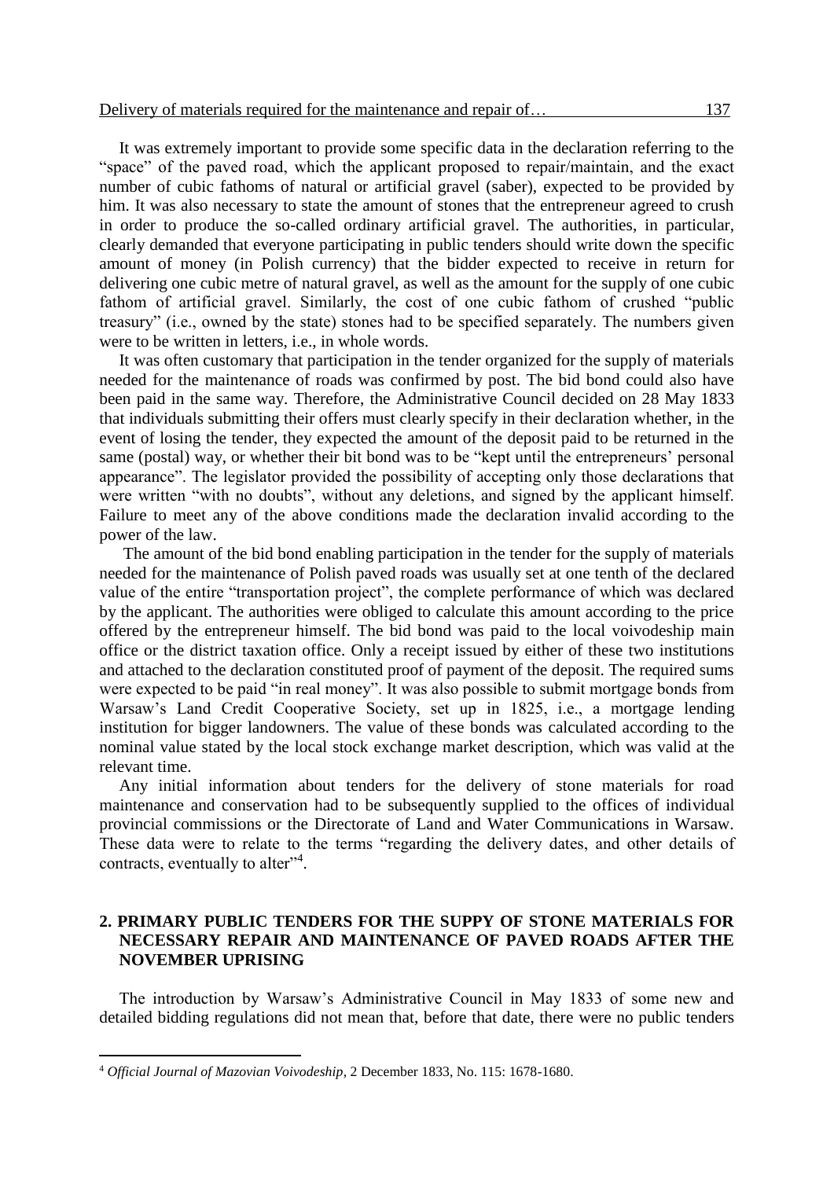It was extremely important to provide some specific data in the declaration referring to the "space" of the paved road, which the applicant proposed to repair/maintain, and the exact number of cubic fathoms of natural or artificial gravel (saber), expected to be provided by him. It was also necessary to state the amount of stones that the entrepreneur agreed to crush in order to produce the so-called ordinary artificial gravel. The authorities, in particular, clearly demanded that everyone participating in public tenders should write down the specific amount of money (in Polish currency) that the bidder expected to receive in return for delivering one cubic metre of natural gravel, as well as the amount for the supply of one cubic fathom of artificial gravel. Similarly, the cost of one cubic fathom of crushed "public treasury" (i.e., owned by the state) stones had to be specified separately. The numbers given were to be written in letters, i.e., in whole words.

It was often customary that participation in the tender organized for the supply of materials needed for the maintenance of roads was confirmed by post. The bid bond could also have been paid in the same way. Therefore, the Administrative Council decided on 28 May 1833 that individuals submitting their offers must clearly specify in their declaration whether, in the event of losing the tender, they expected the amount of the deposit paid to be returned in the same (postal) way, or whether their bit bond was to be "kept until the entrepreneurs' personal appearance". The legislator provided the possibility of accepting only those declarations that were written "with no doubts", without any deletions, and signed by the applicant himself. Failure to meet any of the above conditions made the declaration invalid according to the power of the law.

The amount of the bid bond enabling participation in the tender for the supply of materials needed for the maintenance of Polish paved roads was usually set at one tenth of the declared value of the entire "transportation project", the complete performance of which was declared by the applicant. The authorities were obliged to calculate this amount according to the price offered by the entrepreneur himself. The bid bond was paid to the local voivodeship main office or the district taxation office. Only a receipt issued by either of these two institutions and attached to the declaration constituted proof of payment of the deposit. The required sums were expected to be paid "in real money". It was also possible to submit mortgage bonds from Warsaw's Land Credit Cooperative Society, set up in 1825, i.e., a mortgage lending institution for bigger landowners. The value of these bonds was calculated according to the nominal value stated by the local stock exchange market description, which was valid at the relevant time.

Any initial information about tenders for the delivery of stone materials for road maintenance and conservation had to be subsequently supplied to the offices of individual provincial commissions or the Directorate of Land and Water Communications in Warsaw. These data were to relate to the terms "regarding the delivery dates, and other details of contracts, eventually to alter"[4].

## 2. PRIMARY PUBLIC TENDERS FOR THE SUPPY OF STONE MATERIALS FOR NECESSARY REPAIR AND MAINTENANCE OF PAVED ROADS AFTER THE NOVEMBER UPRISING

The introduction by Warsaw's Administrative Council in May 1833 of some new and detailed bidding regulations did not mean that, before that date, there were no public tenders

[4] *Official Journal of Mazovian Voivodeship*, 2 December 1833, No. 115: 1678-1680.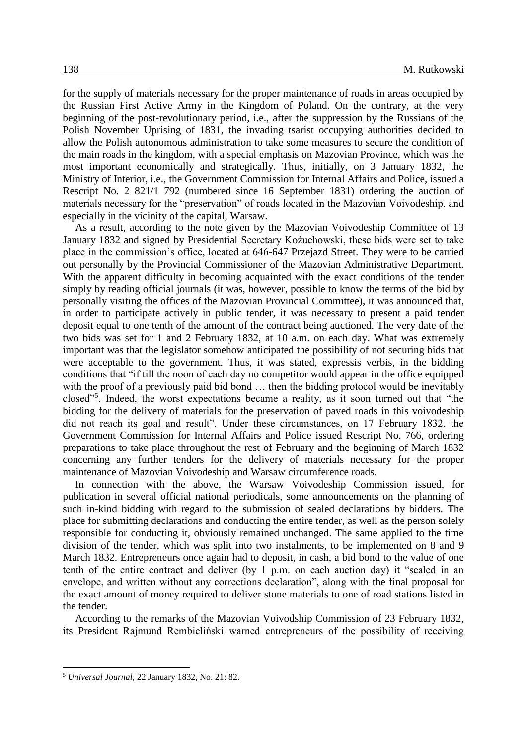for the supply of materials necessary for the proper maintenance of roads in areas occupied by the Russian First Active Army in the Kingdom of Poland. On the contrary, at the very beginning of the post-revolutionary period, i.e., after the suppression by the Russians of the Polish November Uprising of 1831, the invading tsarist occupying authorities decided to allow the Polish autonomous administration to take some measures to secure the condition of the main roads in the kingdom, with a special emphasis on Mazovian Province, which was the most important economically and strategically. Thus, initially, on 3 January 1832, the Ministry of Interior, i.e., the Government Commission for Internal Affairs and Police, issued a Rescript No. 2 821/1 792 (numbered since 16 September 1831) ordering the auction of materials necessary for the "preservation" of roads located in the Mazovian Voivodeship, and especially in the vicinity of the capital, Warsaw.

As a result, according to the note given by the Mazovian Voivodeship Committee of 13 January 1832 and signed by Presidential Secretary Kożuchowski, these bids were set to take place in the commission's office, located at 646-647 Przejazd Street. They were to be carried out personally by the Provincial Commissioner of the Mazovian Administrative Department. With the apparent difficulty in becoming acquainted with the exact conditions of the tender simply by reading official journals (it was, however, possible to know the terms of the bid by personally visiting the offices of the Mazovian Provincial Committee), it was announced that, in order to participate actively in public tender, it was necessary to present a paid tender deposit equal to one tenth of the amount of the contract being auctioned. The very date of the two bids was set for 1 and 2 February 1832, at 10 a.m. on each day. What was extremely important was that the legislator somehow anticipated the possibility of not securing bids that were acceptable to the government. Thus, it was stated, expressis verbis, in the bidding conditions that "if till the noon of each day no competitor would appear in the office equipped with the proof of a previously paid bid bond … then the bidding protocol would be inevitably closed"[5]. Indeed, the worst expectations became a reality, as it soon turned out that "the bidding for the delivery of materials for the preservation of paved roads in this voivodeship did not reach its goal and result". Under these circumstances, on 17 February 1832, the Government Commission for Internal Affairs and Police issued Rescript No. 766, ordering preparations to take place throughout the rest of February and the beginning of March 1832 concerning any further tenders for the delivery of materials necessary for the proper maintenance of Mazovian Voivodeship and Warsaw circumference roads.

In connection with the above, the Warsaw Voivodeship Commission issued, for publication in several official national periodicals, some announcements on the planning of such in-kind bidding with regard to the submission of sealed declarations by bidders. The place for submitting declarations and conducting the entire tender, as well as the person solely responsible for conducting it, obviously remained unchanged. The same applied to the time division of the tender, which was split into two instalments, to be implemented on 8 and 9 March 1832. Entrepreneurs once again had to deposit, in cash, a bid bond to the value of one tenth of the entire contract and deliver (by 1 p.m. on each auction day) it "sealed in an envelope, and written without any corrections declaration", along with the final proposal for the exact amount of money required to deliver stone materials to one of road stations listed in the tender.

According to the remarks of the Mazovian Voivodship Commission of 23 February 1832, its President Rajmund Rembieliński warned entrepreneurs of the possibility of receiving

---

[5] *Universal Journal*, 22 January 1832, No. 21: 82.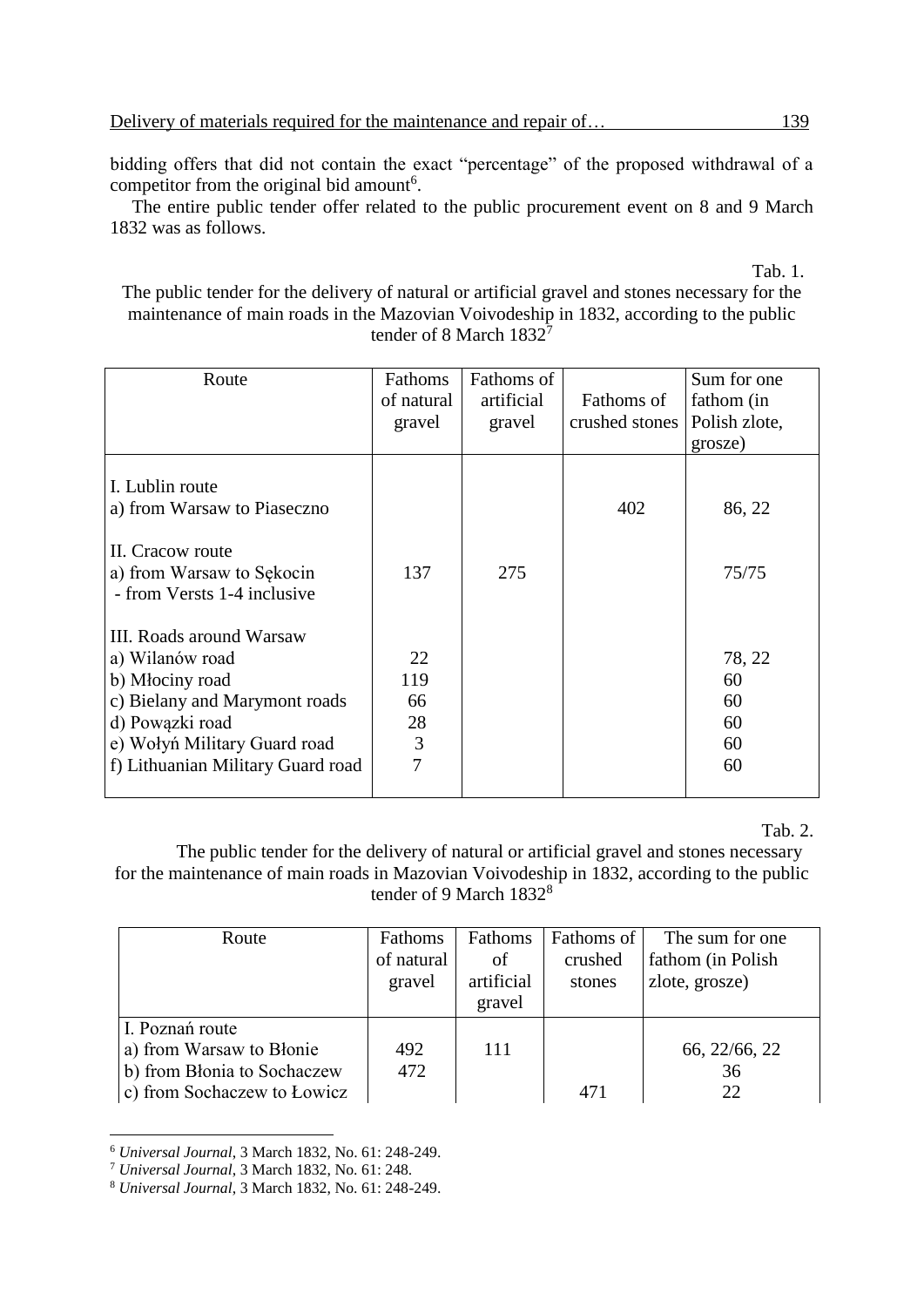bidding offers that did not contain the exact "percentage" of the proposed withdrawal of a competitor from the original bid amount[6].

The entire public tender offer related to the public procurement event on 8 and 9 March 1832 was as follows.

Tab. 1.

The public tender for the delivery of natural or artificial gravel and stones necessary for the maintenance of main roads in the Mazovian Voivodeship in 1832, according to the public tender of 8 March 1832[7]

| Route | Fathoms of natural gravel | Fathoms of artificial gravel | Fathoms of crushed stones | Sum for one fathom (in Polish zlote, grosze) |
|---|---|---|---|---|
| I. Lublin route | | | | |
| a) from Warsaw to Piaseczno | | | 402 | 86, 22 |
| II. Cracow route | | | | |
| a) from Warsaw to Sękocin - from Versts 1-4 inclusive | 137 | 275 | | 75/75 |
| III. Roads around Warsaw | | | | |
| a) Wilanów road | 22 | | | 78, 22 |
| b) Młociny road | 119 | | | 60 |
| c) Bielany and Marymont roads | 66 | | | 60 |
| d) Powązki road | 28 | | | 60 |
| e) Wołyń Military Guard road | 3 | | | 60 |
| f) Lithuanian Military Guard road | 7 | | | 60 |

Tab. 2.

The public tender for the delivery of natural or artificial gravel and stones necessary for the maintenance of main roads in Mazovian Voivodeship in 1832, according to the public tender of 9 March 1832[8]

| Route | Fathoms of natural gravel | Fathoms of artificial gravel | Fathoms of crushed stones | The sum for one fathom (in Polish zlote, grosze) |
|---|---|---|---|---|
| I. Poznań route | | | | |
| a) from Warsaw to Błonie | 492 | 111 | | 66, 22/66, 22 |
| b) from Błonia to Sochaczew | 472 | | | 36 |
| c) from Sochaczew to Łowicz | | | 471 | 22 |

[6] *Universal Journal*, 3 March 1832, No. 61: 248-249.

[7] *Universal Journal*, 3 March 1832, No. 61: 248.

[8] *Universal Journal*, 3 March 1832, No. 61: 248-249.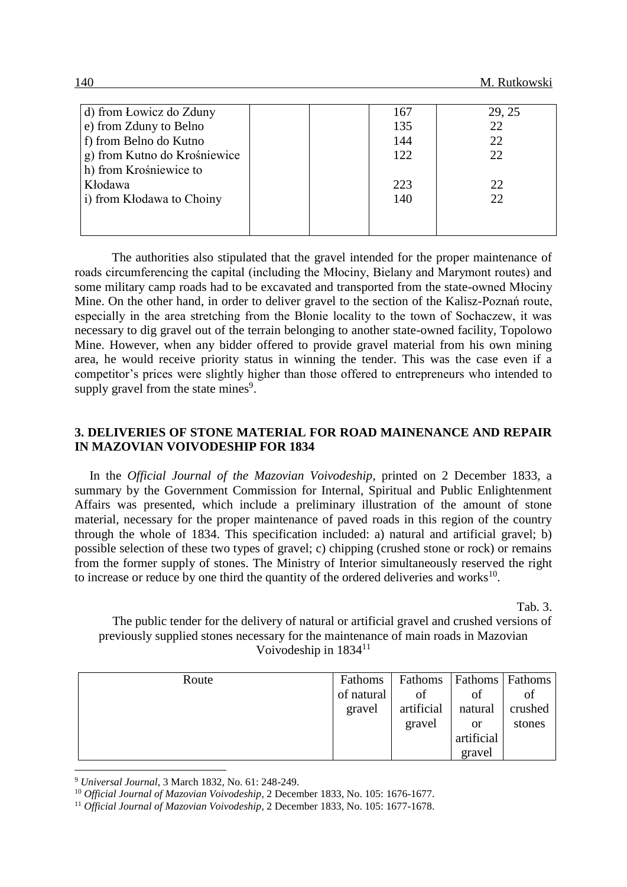| | | | | |
|---|---|---|---|---|
| d) from Łowicz do Zduny | | | 167 | 29, 25 |
| e) from Zduny to Belno | | | 135 | 22 |
| f) from Belno do Kutno | | | 144 | 22 |
| g) from Kutno do Krośniewice | | | 122 | 22 |
| h) from Krośniewice to Kłodawa | | | 223 | 22 |
| i) from Kłodawa to Choiny | | | 140 | 22 |

The authorities also stipulated that the gravel intended for the proper maintenance of roads circumferencing the capital (including the Młociny, Bielany and Marymont routes) and some military camp roads had to be excavated and transported from the state-owned Młociny Mine. On the other hand, in order to deliver gravel to the section of the Kalisz-Poznań route, especially in the area stretching from the Błonie locality to the town of Sochaczew, it was necessary to dig gravel out of the terrain belonging to another state-owned facility, Topolowo Mine. However, when any bidder offered to provide gravel material from his own mining area, he would receive priority status in winning the tender. This was the case even if a competitor's prices were slightly higher than those offered to entrepreneurs who intended to supply gravel from the state mines[9].

## 3. DELIVERIES OF STONE MATERIAL FOR ROAD MAINENANCE AND REPAIR IN MAZOVIAN VOIVODESHIP FOR 1834

In the *Official Journal of the Mazovian Voivodeship*, printed on 2 December 1833, a summary by the Government Commission for Internal, Spiritual and Public Enlightenment Affairs was presented, which include a preliminary illustration of the amount of stone material, necessary for the proper maintenance of paved roads in this region of the country through the whole of 1834. This specification included: a) natural and artificial gravel; b) possible selection of these two types of gravel; c) chipping (crushed stone or rock) or remains from the former supply of stones. The Ministry of Interior simultaneously reserved the right to increase or reduce by one third the quantity of the ordered deliveries and works[10].

Tab. 3.

The public tender for the delivery of natural or artificial gravel and crushed versions of previously supplied stones necessary for the maintenance of main roads in Mazovian Voivodeship in 1834[11]

| Route | Fathoms of natural gravel | Fathoms of artificial gravel | Fathoms of natural or artificial gravel | Fathoms of crushed stones |
|---|---|---|---|---|

[9] *Universal Journal*, 3 March 1832, No. 61: 248-249.

[10] *Official Journal of Mazovian Voivodeship*, 2 December 1833, No. 105: 1676-1677.

[11] *Official Journal of Mazovian Voivodeship*, 2 December 1833, No. 105: 1677-1678.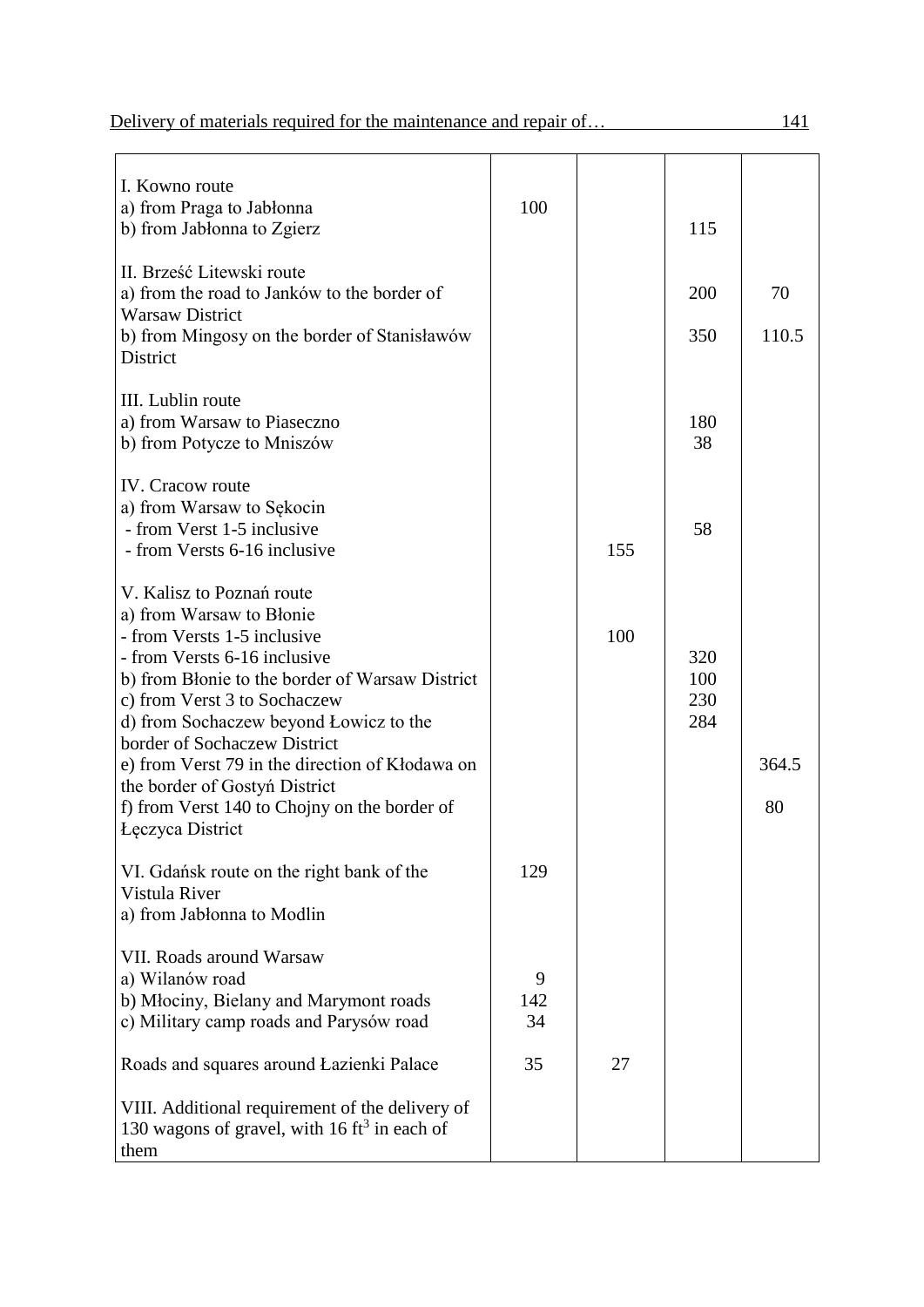| | | | | |
|---|---|---|---|---|
| I. Kowno route | | | | |
| a) from Praga to Jabłonna | 100 | | | |
| b) from Jabłonna to Zgierz | | | 115 | |
| II. Brześć Litewski route | | | | |
| a) from the road to Janków to the border of Warsaw District | | | 200 | 70 |
| b) from Mingosy on the border of Stanisławów District | | | 350 | 110.5 |
| III. Lublin route | | | | |
| a) from Warsaw to Piaseczno | | | 180 | |
| b) from Potycze to Mniszów | | | 38 | |
| IV. Cracow route | | | | |
| a) from Warsaw to Sękocin | | | | |
| - from Verst 1-5 inclusive | | | 58 | |
| - from Versts 6-16 inclusive | | 155 | | |
| V. Kalisz to Poznań route | | | | |
| a) from Warsaw to Błonie | | | | |
| - from Versts 1-5 inclusive | | 100 | | |
| - from Versts 6-16 inclusive | | | 320 | |
| b) from Błonie to the border of Warsaw District | | | 100 | |
| c) from Verst 3 to Sochaczew | | | 230 | |
| d) from Sochaczew beyond Łowicz to the border of Sochaczew District | | | 284 | |
| e) from Verst 79 in the direction of Kłodawa on the border of Gostyń District | | | | 364.5 |
| f) from Verst 140 to Chojny on the border of Łęczyca District | | | | 80 |
| VI. Gdańsk route on the right bank of the Vistula River | 129 | | | |
| a) from Jabłonna to Modlin | | | | |
| VII. Roads around Warsaw | | | | |
| a) Wilanów road | 9 | | | |
| b) Młociny, Bielany and Marymont roads | 142 | | | |
| c) Military camp roads and Parysów road | 34 | | | |
| Roads and squares around Łazienki Palace | 35 | 27 | | |
| VIII. Additional requirement of the delivery of 130 wagons of gravel, with 16 $ft^3$ in each of them | | | | |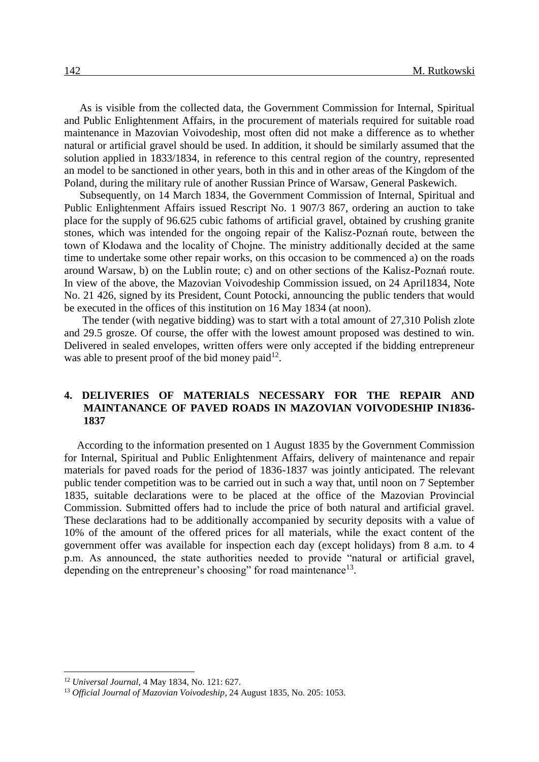As is visible from the collected data, the Government Commission for Internal, Spiritual and Public Enlightenment Affairs, in the procurement of materials required for suitable road maintenance in Mazovian Voivodeship, most often did not make a difference as to whether natural or artificial gravel should be used. In addition, it should be similarly assumed that the solution applied in 1833/1834, in reference to this central region of the country, represented an model to be sanctioned in other years, both in this and in other areas of the Kingdom of the Poland, during the military rule of another Russian Prince of Warsaw, General Paskewich.

Subsequently, on 14 March 1834, the Government Commission of Internal, Spiritual and Public Enlightenment Affairs issued Rescript No. 1 907/3 867, ordering an auction to take place for the supply of 96.625 cubic fathoms of artificial gravel, obtained by crushing granite stones, which was intended for the ongoing repair of the Kalisz-Poznań route, between the town of Kłodawa and the locality of Chojne. The ministry additionally decided at the same time to undertake some other repair works, on this occasion to be commenced a) on the roads around Warsaw, b) on the Lublin route; c) and on other sections of the Kalisz-Poznań route. In view of the above, the Mazovian Voivodeship Commission issued, on 24 April1834, Note No. 21 426, signed by its President, Count Potocki, announcing the public tenders that would be executed in the offices of this institution on 16 May 1834 (at noon).

The tender (with negative bidding) was to start with a total amount of 27,310 Polish zlote and 29.5 grosze. Of course, the offer with the lowest amount proposed was destined to win. Delivered in sealed envelopes, written offers were only accepted if the bidding entrepreneur was able to present proof of the bid money paid[12].

## 4. DELIVERIES OF MATERIALS NECESSARY FOR THE REPAIR AND MAINTANANCE OF PAVED ROADS IN MAZOVIAN VOIVODESHIP IN1836-1837

According to the information presented on 1 August 1835 by the Government Commission for Internal, Spiritual and Public Enlightenment Affairs, delivery of maintenance and repair materials for paved roads for the period of 1836-1837 was jointly anticipated. The relevant public tender competition was to be carried out in such a way that, until noon on 7 September 1835, suitable declarations were to be placed at the office of the Mazovian Provincial Commission. Submitted offers had to include the price of both natural and artificial gravel. These declarations had to be additionally accompanied by security deposits with a value of 10% of the amount of the offered prices for all materials, while the exact content of the government offer was available for inspection each day (except holidays) from 8 a.m. to 4 p.m. As announced, the state authorities needed to provide "natural or artificial gravel, depending on the entrepreneur's choosing" for road maintenance[13].

---

[12] *Universal Journal*, 4 May 1834, No. 121: 627.

[13] *Official Journal of Mazovian Voivodeship*, 24 August 1835, No. 205: 1053.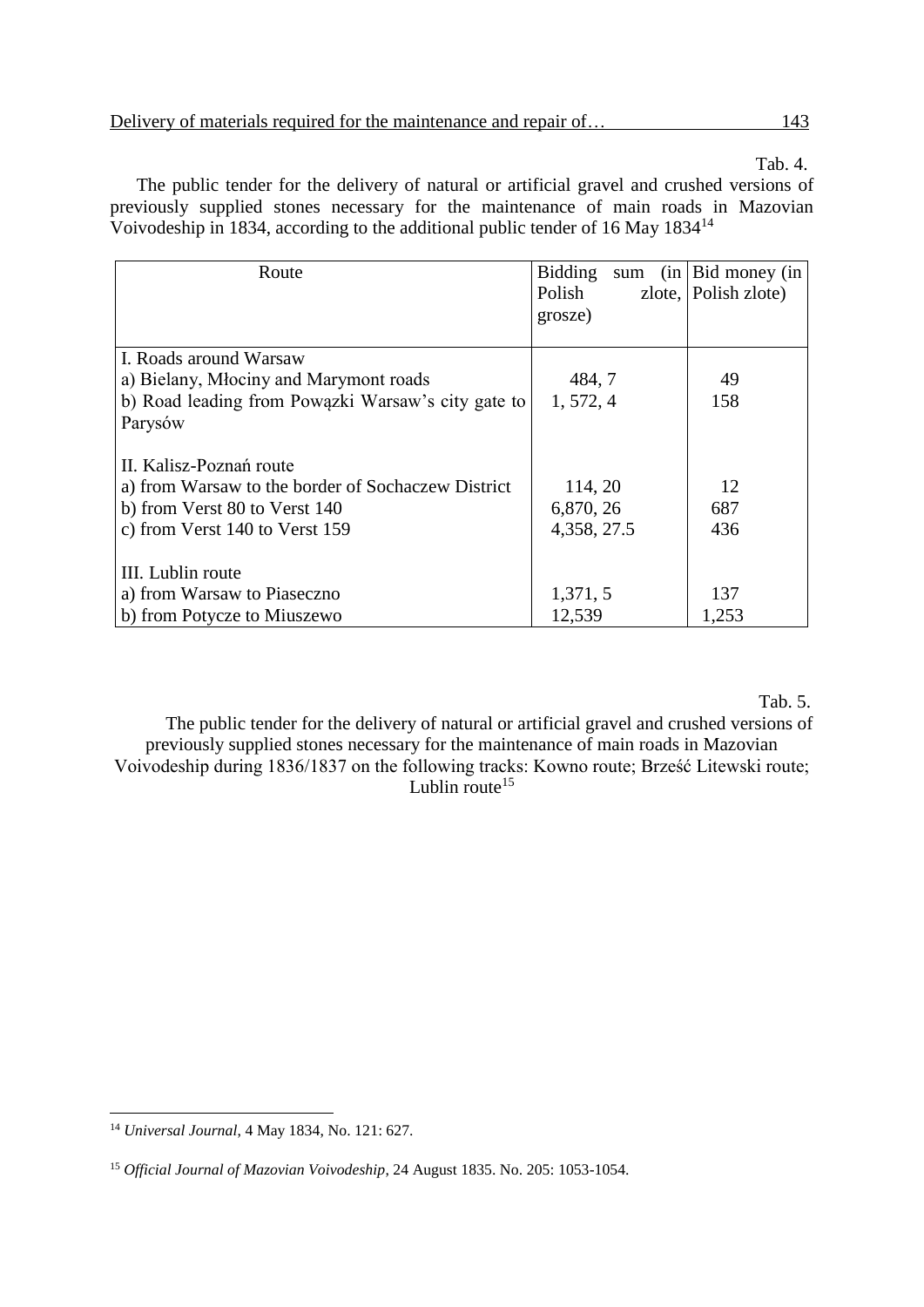Tab. 4.

The public tender for the delivery of natural or artificial gravel and crushed versions of previously supplied stones necessary for the maintenance of main roads in Mazovian Voivodeship in 1834, according to the additional public tender of 16 May 1834[14]

| Route | Bidding sum (in Polish zlote, grosze) | Bid money (in Polish zlote) |
|---|---|---|
| I. Roads around Warsaw | | |
| a) Bielany, Młociny and Marymont roads | 484, 7 | 49 |
| b) Road leading from Powązki Warsaw's city gate to Parysów | 1, 572, 4 | 158 |
| II. Kalisz-Poznań route | | |
| a) from Warsaw to the border of Sochaczew District | 114, 20 | 12 |
| b) from Verst 80 to Verst 140 | 6,870, 26 | 687 |
| c) from Verst 140 to Verst 159 | 4,358, 27.5 | 436 |
| III. Lublin route | | |
| a) from Warsaw to Piaseczno | 1,371, 5 | 137 |
| b) from Potycze to Miuszewo | 12,539 | 1,253 |

Tab. 5.

The public tender for the delivery of natural or artificial gravel and crushed versions of previously supplied stones necessary for the maintenance of main roads in Mazovian Voivodeship during 1836/1837 on the following tracks: Kowno route; Brześć Litewski route; Lublin route[15]

---

[14] *Universal Journal*, 4 May 1834, No. 121: 627.

[15] *Official Journal of Mazovian Voivodeship*, 24 August 1835. No. 205: 1053-1054.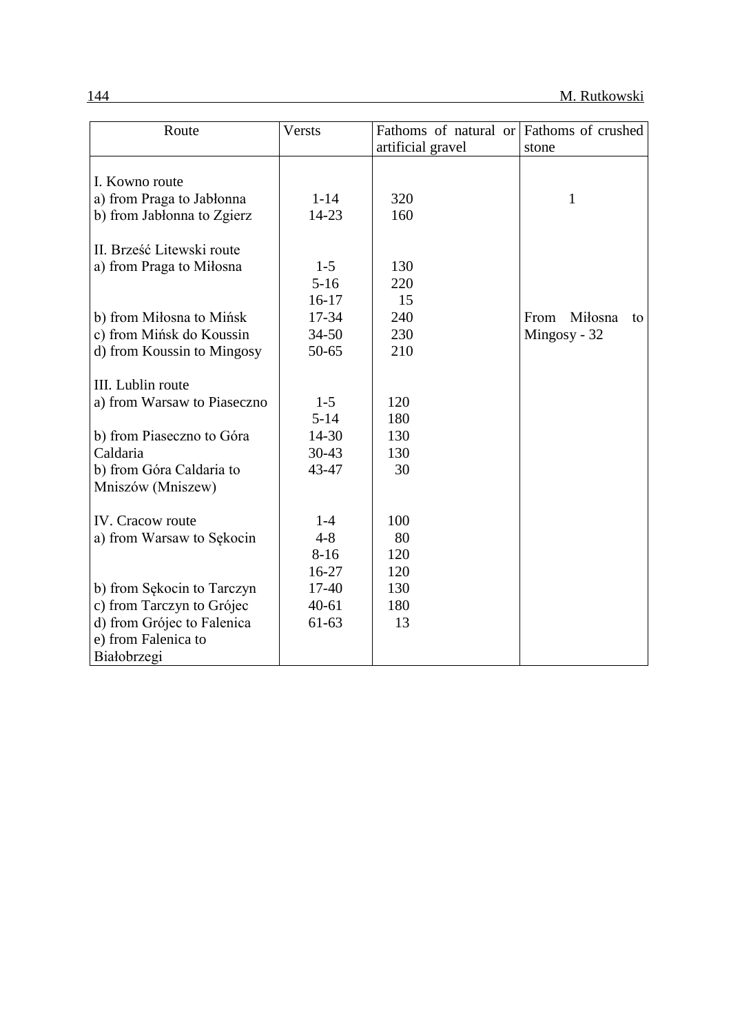| Route | Versts | Fathoms of natural or artificial gravel | Fathoms of crushed stone |
|---|---|---|---|
| I. Kowno route | | | |
| a) from Praga to Jabłonna | 1-14 | 320 | 1 |
| b) from Jabłonna to Zgierz | 14-23 | 160 | |
| II. Brześć Litewski route | | | |
| a) from Praga to Miłosna | 1-5 | 130 | |
| | 5-16 | 220 | |
| | 16-17 | 15 | |
| b) from Miłosna to Mińsk | 17-34 | 240 | From Miłosna to Mingosy - 32 |
| c) from Mińsk do Koussin | 34-50 | 230 | |
| d) from Koussin to Mingosy | 50-65 | 210 | |
| III. Lublin route | | | |
| a) from Warsaw to Piaseczno | 1-5 | 120 | |
| | 5-14 | 180 | |
| b) from Piaseczno to Góra | 14-30 | 130 | |
| Caldaria | 30-43 | 130 | |
| b) from Góra Caldaria to Mniszów (Mniszew) | 43-47 | 30 | |
| IV. Cracow route | 1-4 | 100 | |
| a) from Warsaw to Sękocin | 4-8 | 80 | |
| | 8-16 | 120 | |
| | 16-27 | 120 | |
| b) from Sękocin to Tarczyn | 17-40 | 130 | |
| c) from Tarczyn to Grójec | 40-61 | 180 | |
| d) from Grójec to Falenica | 61-63 | 13 | |
| e) from Falenica to Białobrzegi | | | |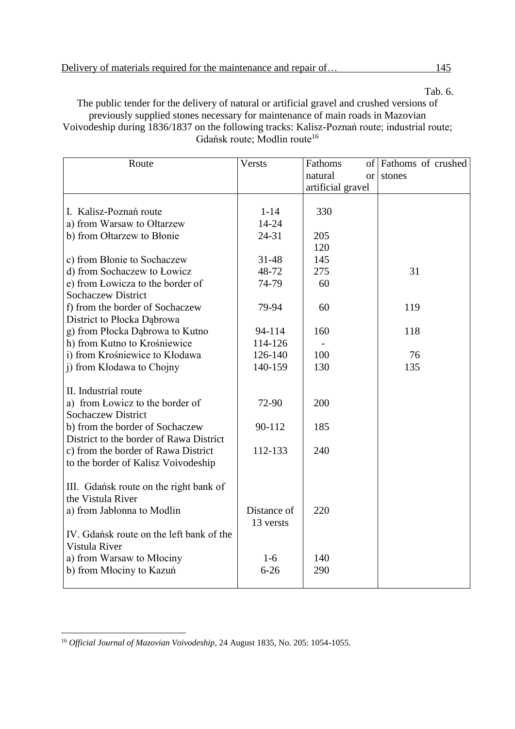Tab. 6.

The public tender for the delivery of natural or artificial gravel and crushed versions of previously supplied stones necessary for maintenance of main roads in Mazovian Voivodeship during 1836/1837 on the following tracks: Kalisz-Poznań route; industrial route; Gdańsk route; Modlin route[16]

| Route | Versts | Fathoms of natural or artificial gravel | Fathoms of crushed stones |
|---|---|---|---|
| I. Kalisz-Poznań route | 1-14 | 330 | |
| a) from Warsaw to Ołtarzew | 14-24 | | |
| b) from Ołtarzew to Błonie | 24-31 | 205<br>120 | |
| c) from Błonie to Sochaczew | 31-48 | 145 | |
| d) from Sochaczew to Łowicz | 48-72 | 275 | 31 |
| e) from Łowicza to the border of Sochaczew District | 74-79 | 60 | |
| f) from the border of Sochaczew District to Płocka Dąbrowa | 79-94 | 60 | 119 |
| g) from Płocka Dąbrowa to Kutno | 94-114 | 160 | 118 |
| h) from Kutno to Krośniewice | 114-126 | - | |
| i) from Krośniewice to Kłodawa | 126-140 | 100 | 76 |
| j) from Kłodawa to Chojny | 140-159 | 130 | 135 |
| II. Industrial route | | | |
| a) from Łowicz to the border of Sochaczew District | 72-90 | 200 | |
| b) from the border of Sochaczew District to the border of Rawa District | 90-112 | 185 | |
| c) from the border of Rawa District to the border of Kalisz Voivodeship | 112-133 | 240 | |
| III. Gdańsk route on the right bank of the Vistula River | | | |
| a) from Jabłonna to Modlin | Distance of 13 versts | 220 | |
| IV. Gdańsk route on the left bank of the Vistula River | | | |
| a) from Warsaw to Młociny | 1-6 | 140 | |
| b) from Młociny to Kazuń | 6-26 | 290 | |

[16] *Official Journal of Mazovian Voivodeship*, 24 August 1835, No. 205: 1054-1055.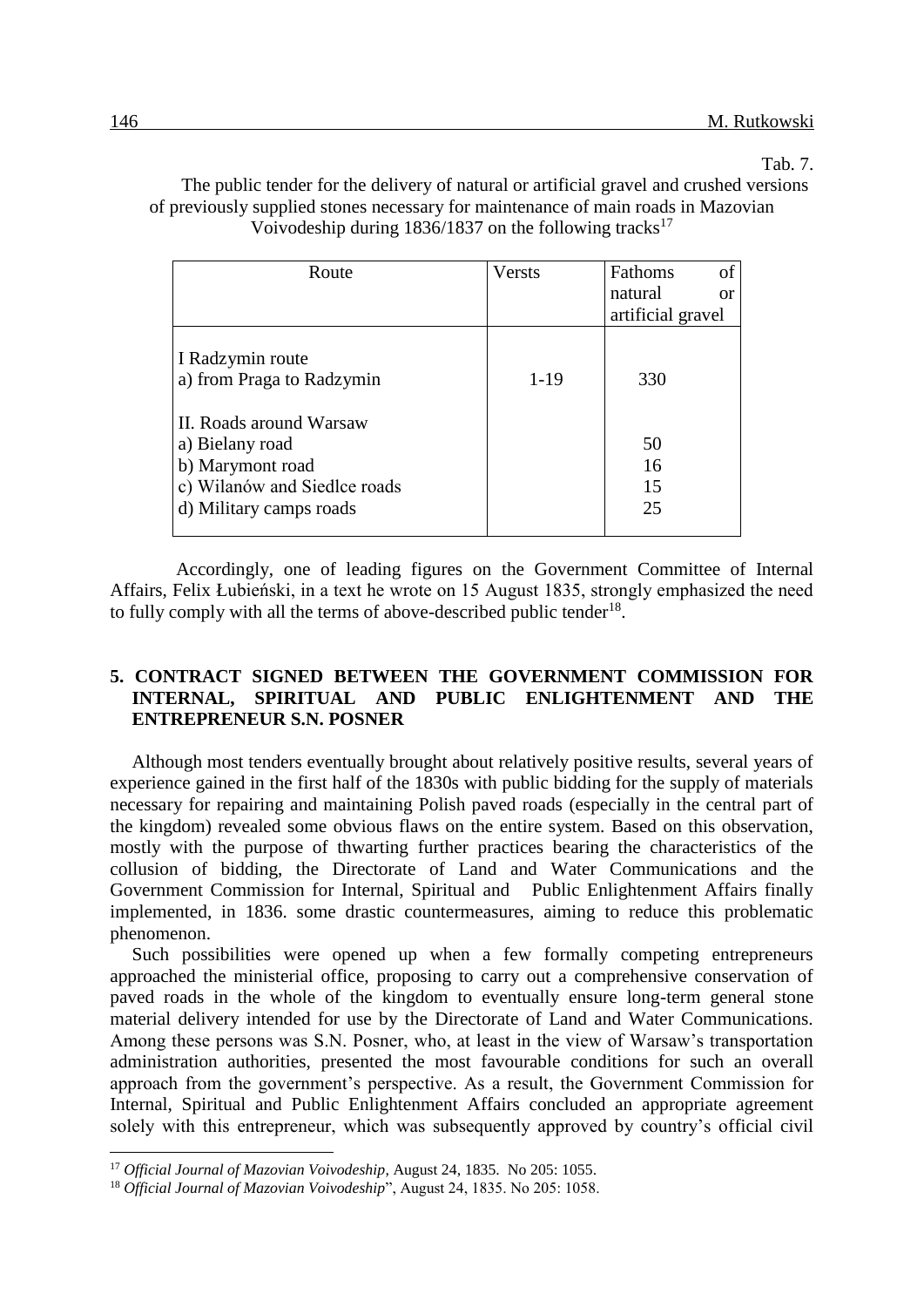Tab. 7.

The public tender for the delivery of natural or artificial gravel and crushed versions of previously supplied stones necessary for maintenance of main roads in Mazovian Voivodeship during 1836/1837 on the following tracks[17]

| Route | Versts | Fathoms of natural or artificial gravel |
|---|---|---|
| I Radzymin route | | |
| a) from Praga to Radzymin | 1-19 | 330 |
| II. Roads around Warsaw | | |
| a) Bielany road | | 50 |
| b) Marymont road | | 16 |
| c) Wilanów and Siedlce roads | | 15 |
| d) Military camps roads | | 25 |

Accordingly, one of leading figures on the Government Committee of Internal Affairs, Felix Łubieński, in a text he wrote on 15 August 1835, strongly emphasized the need to fully comply with all the terms of above-described public tender[18].

## 5. CONTRACT SIGNED BETWEEN THE GOVERNMENT COMMISSION FOR INTERNAL, SPIRITUAL AND PUBLIC ENLIGHTENMENT AND THE ENTREPRENEUR S.N. POSNER

Although most tenders eventually brought about relatively positive results, several years of experience gained in the first half of the 1830s with public bidding for the supply of materials necessary for repairing and maintaining Polish paved roads (especially in the central part of the kingdom) revealed some obvious flaws on the entire system. Based on this observation, mostly with the purpose of thwarting further practices bearing the characteristics of the collusion of bidding, the Directorate of Land and Water Communications and the Government Commission for Internal, Spiritual and Public Enlightenment Affairs finally implemented, in 1836. some drastic countermeasures, aiming to reduce this problematic phenomenon.

Such possibilities were opened up when a few formally competing entrepreneurs approached the ministerial office, proposing to carry out a comprehensive conservation of paved roads in the whole of the kingdom to eventually ensure long-term general stone material delivery intended for use by the Directorate of Land and Water Communications. Among these persons was S.N. Posner, who, at least in the view of Warsaw's transportation administration authorities, presented the most favourable conditions for such an overall approach from the government's perspective. As a result, the Government Commission for Internal, Spiritual and Public Enlightenment Affairs concluded an appropriate agreement solely with this entrepreneur, which was subsequently approved by country's official civil

---

[17] *Official Journal of Mazovian Voivodeship*, August 24, 1835. No 205: 1055.

[18] *Official Journal of Mazovian Voivodeship*", August 24, 1835. No 205: 1058.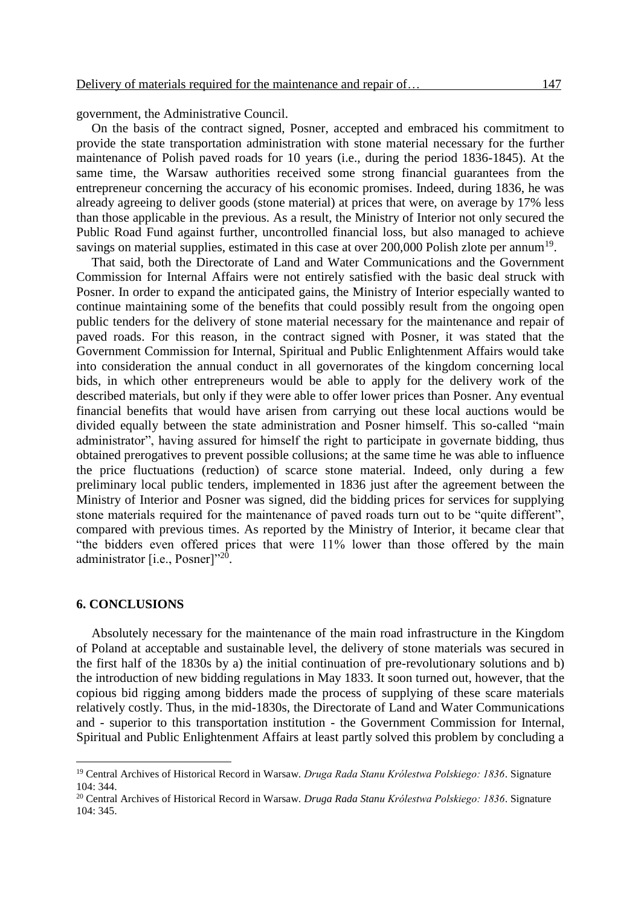government, the Administrative Council.

On the basis of the contract signed, Posner, accepted and embraced his commitment to provide the state transportation administration with stone material necessary for the further maintenance of Polish paved roads for 10 years (i.e., during the period 1836-1845). At the same time, the Warsaw authorities received some strong financial guarantees from the entrepreneur concerning the accuracy of his economic promises. Indeed, during 1836, he was already agreeing to deliver goods (stone material) at prices that were, on average by 17% less than those applicable in the previous. As a result, the Ministry of Interior not only secured the Public Road Fund against further, uncontrolled financial loss, but also managed to achieve savings on material supplies, estimated in this case at over 200,000 Polish zlote per annum[19].

That said, both the Directorate of Land and Water Communications and the Government Commission for Internal Affairs were not entirely satisfied with the basic deal struck with Posner. In order to expand the anticipated gains, the Ministry of Interior especially wanted to continue maintaining some of the benefits that could possibly result from the ongoing open public tenders for the delivery of stone material necessary for the maintenance and repair of paved roads. For this reason, in the contract signed with Posner, it was stated that the Government Commission for Internal, Spiritual and Public Enlightenment Affairs would take into consideration the annual conduct in all governorates of the kingdom concerning local bids, in which other entrepreneurs would be able to apply for the delivery work of the described materials, but only if they were able to offer lower prices than Posner. Any eventual financial benefits that would have arisen from carrying out these local auctions would be divided equally between the state administration and Posner himself. This so-called "main administrator", having assured for himself the right to participate in governate bidding, thus obtained prerogatives to prevent possible collusions; at the same time he was able to influence the price fluctuations (reduction) of scarce stone material. Indeed, only during a few preliminary local public tenders, implemented in 1836 just after the agreement between the Ministry of Interior and Posner was signed, did the bidding prices for services for supplying stone materials required for the maintenance of paved roads turn out to be "quite different", compared with previous times. As reported by the Ministry of Interior, it became clear that "the bidders even offered prices that were 11% lower than those offered by the main administrator [i.e., Posner]"[20].

## 6. CONCLUSIONS

Absolutely necessary for the maintenance of the main road infrastructure in the Kingdom of Poland at acceptable and sustainable level, the delivery of stone materials was secured in the first half of the 1830s by a) the initial continuation of pre-revolutionary solutions and b) the introduction of new bidding regulations in May 1833. It soon turned out, however, that the copious bid rigging among bidders made the process of supplying of these scare materials relatively costly. Thus, in the mid-1830s, the Directorate of Land and Water Communications and - superior to this transportation institution - the Government Commission for Internal, Spiritual and Public Enlightenment Affairs at least partly solved this problem by concluding a

---

[19] Central Archives of Historical Record in Warsaw. *Druga Rada Stanu Królestwa Polskiego: 1836*. Signature 104: 344.

[20] Central Archives of Historical Record in Warsaw. *Druga Rada Stanu Królestwa Polskiego: 1836*. Signature 104: 345.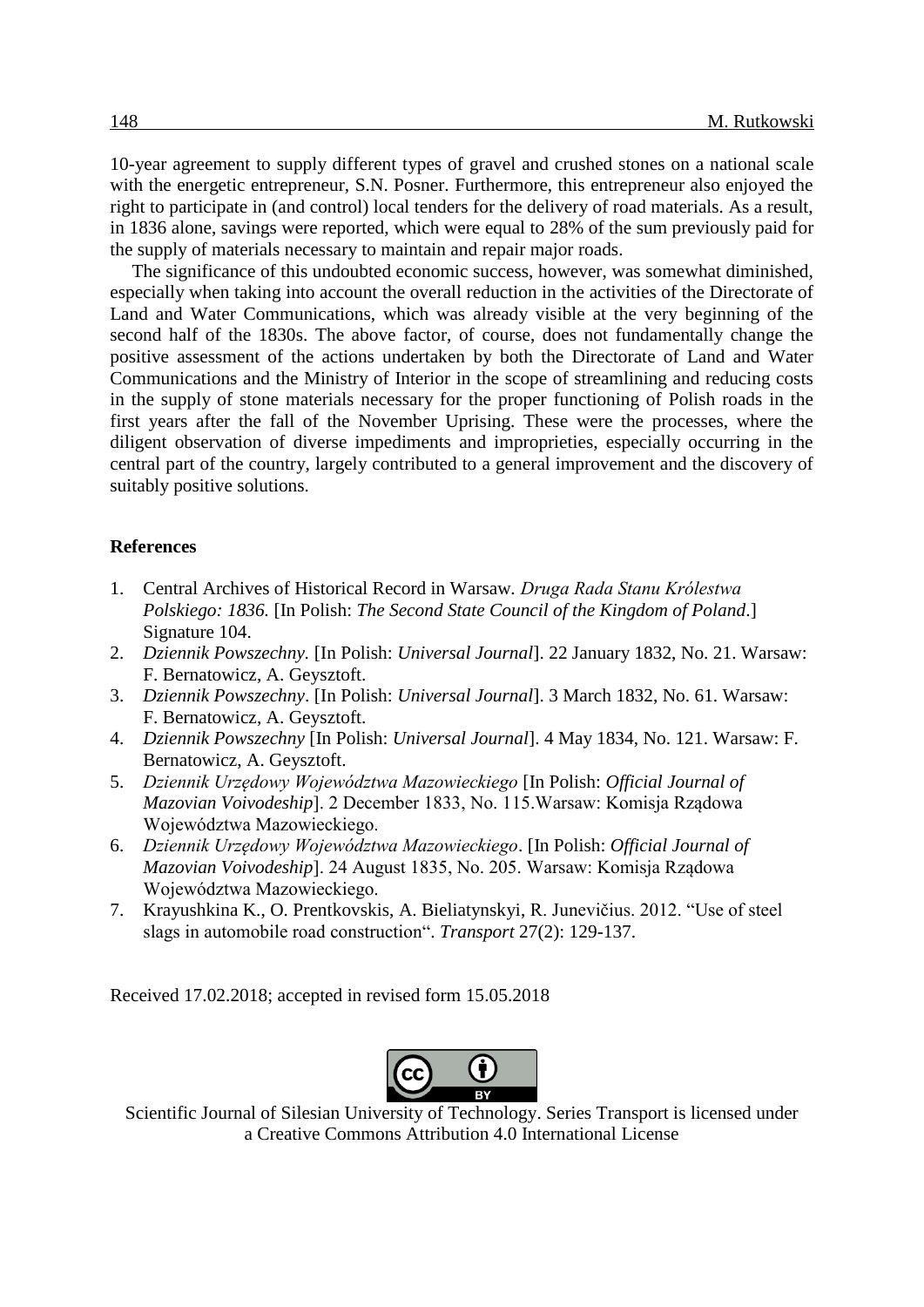10-year agreement to supply different types of gravel and crushed stones on a national scale with the energetic entrepreneur, S.N. Posner. Furthermore, this entrepreneur also enjoyed the right to participate in (and control) local tenders for the delivery of road materials. As a result, in 1836 alone, savings were reported, which were equal to 28% of the sum previously paid for the supply of materials necessary to maintain and repair major roads.

The significance of this undoubted economic success, however, was somewhat diminished, especially when taking into account the overall reduction in the activities of the Directorate of Land and Water Communications, which was already visible at the very beginning of the second half of the 1830s. The above factor, of course, does not fundamentally change the positive assessment of the actions undertaken by both the Directorate of Land and Water Communications and the Ministry of Interior in the scope of streamlining and reducing costs in the supply of stone materials necessary for the proper functioning of Polish roads in the first years after the fall of the November Uprising. These were the processes, where the diligent observation of diverse impediments and improprieties, especially occurring in the central part of the country, largely contributed to a general improvement and the discovery of suitably positive solutions.

## References

1. Central Archives of Historical Record in Warsaw. *Druga Rada Stanu Królestwa Polskiego: 1836.* [In Polish: *The Second State Council of the Kingdom of Poland*.] Signature 104.
2. *Dziennik Powszechny.* [In Polish: *Universal Journal*]. 22 January 1832, No. 21. Warsaw: F. Bernatowicz, A. Geysztoft.
3. *Dziennik Powszechny*. [In Polish: *Universal Journal*]. 3 March 1832, No. 61. Warsaw: F. Bernatowicz, A. Geysztoft.
4. *Dziennik Powszechny* [In Polish: *Universal Journal*]. 4 May 1834, No. 121. Warsaw: F. Bernatowicz, A. Geysztoft.
5. *Dziennik Urzędowy Województwa Mazowieckiego* [In Polish: *Official Journal of Mazovian Voivodeship*]. 2 December 1833, No. 115.Warsaw: Komisja Rządowa Województwa Mazowieckiego.
6. *Dziennik Urzędowy Województwa Mazowieckiego*. [In Polish: *Official Journal of Mazovian Voivodeship*]. 24 August 1835, No. 205. Warsaw: Komisja Rządowa Województwa Mazowieckiego.
7. Krayushkina K., O. Prentkovskis, A. Bieliatynskyi, R. Junevičius. 2012. "Use of steel slags in automobile road construction". *Transport* 27(2): 129-137.

Received 17.02.2018; accepted in revised form 15.05.2018

Scientific Journal of Silesian University of Technology. Series Transport is licensed under a Creative Commons Attribution 4.0 International License